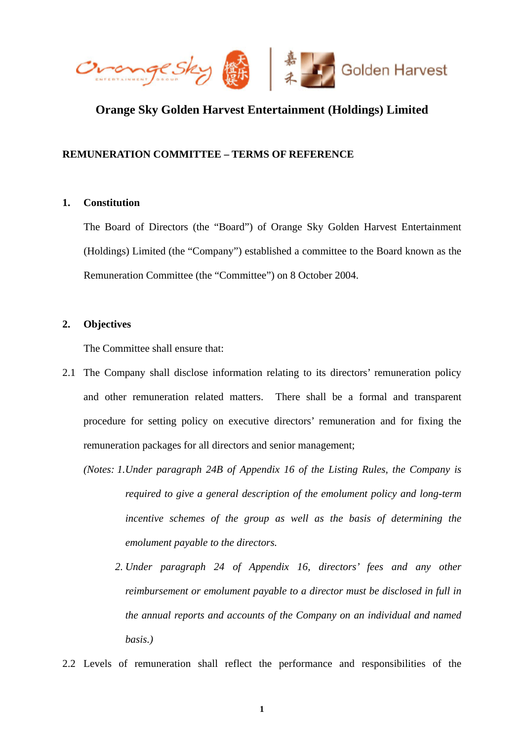# Orange Sky Golden Harvest Entertainment (Holdings) Limited

## REMUNERATION COMMITTEE – TERMS OF REFERENCE

### 1. Constitution

The Board of Directors (the "Board") of Orange Sky Golden Harvest Entertainment (Holdings) Limited (the "Company") established a committee to the Board known as the Remuneration Committee (the "Committee") on 8 October 2004.

### 2. Objectives

The Committee shall ensure that:

2.1 The Company shall disclose information relating to its directors' remuneration policy and other remuneration related matters. There shall be a formal and transparent procedure for setting policy on executive directors' remuneration and for fixing the remuneration packages for all directors and senior management;

*(Notes: 1. Under paragraph 24B of Appendix 16 of the Listing Rules, the Company is required to give a general description of the emolument policy and long-term incentive schemes of the group as well as the basis of determining the emolument payable to the directors.*

*2. Under paragraph 24 of Appendix 16, directors' fees and any other reimbursement or emolument payable to a director must be disclosed in full in the annual reports and accounts of the Company on an individual and named basis.)*

2.2 Levels of remuneration shall reflect the performance and responsibilities of the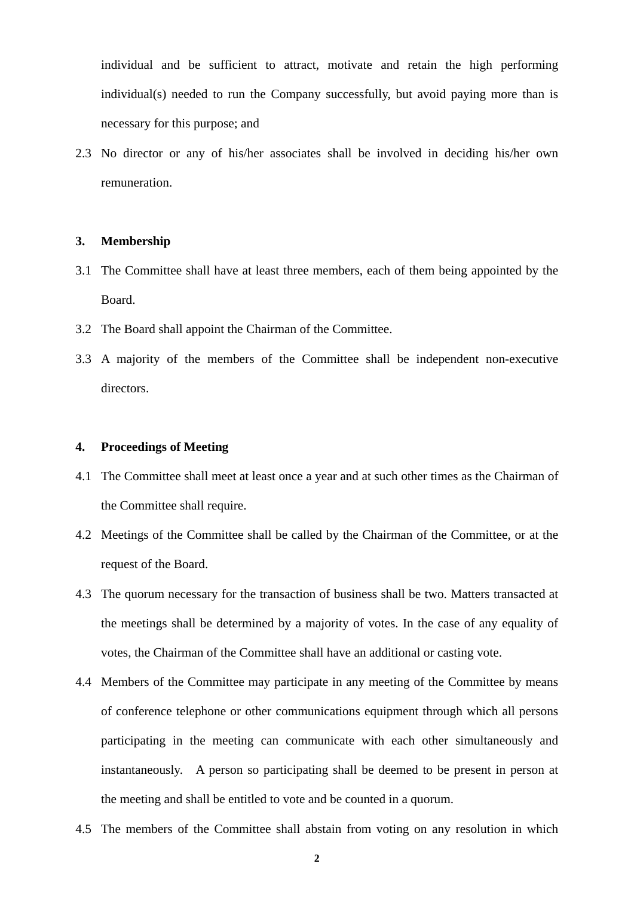individual and be sufficient to attract, motivate and retain the high performing individual(s) needed to run the Company successfully, but avoid paying more than is necessary for this purpose; and

2.3 No director or any of his/her associates shall be involved in deciding his/her own remuneration.

**3. Membership**

3.1 The Committee shall have at least three members, each of them being appointed by the Board.

3.2 The Board shall appoint the Chairman of the Committee.

3.3 A majority of the members of the Committee shall be independent non-executive directors.

**4. Proceedings of Meeting**

4.1 The Committee shall meet at least once a year and at such other times as the Chairman of the Committee shall require.

4.2 Meetings of the Committee shall be called by the Chairman of the Committee, or at the request of the Board.

4.3 The quorum necessary for the transaction of business shall be two. Matters transacted at the meetings shall be determined by a majority of votes. In the case of any equality of votes, the Chairman of the Committee shall have an additional or casting vote.

4.4 Members of the Committee may participate in any meeting of the Committee by means of conference telephone or other communications equipment through which all persons participating in the meeting can communicate with each other simultaneously and instantaneously. A person so participating shall be deemed to be present in person at the meeting and shall be entitled to vote and be counted in a quorum.

4.5 The members of the Committee shall abstain from voting on any resolution in which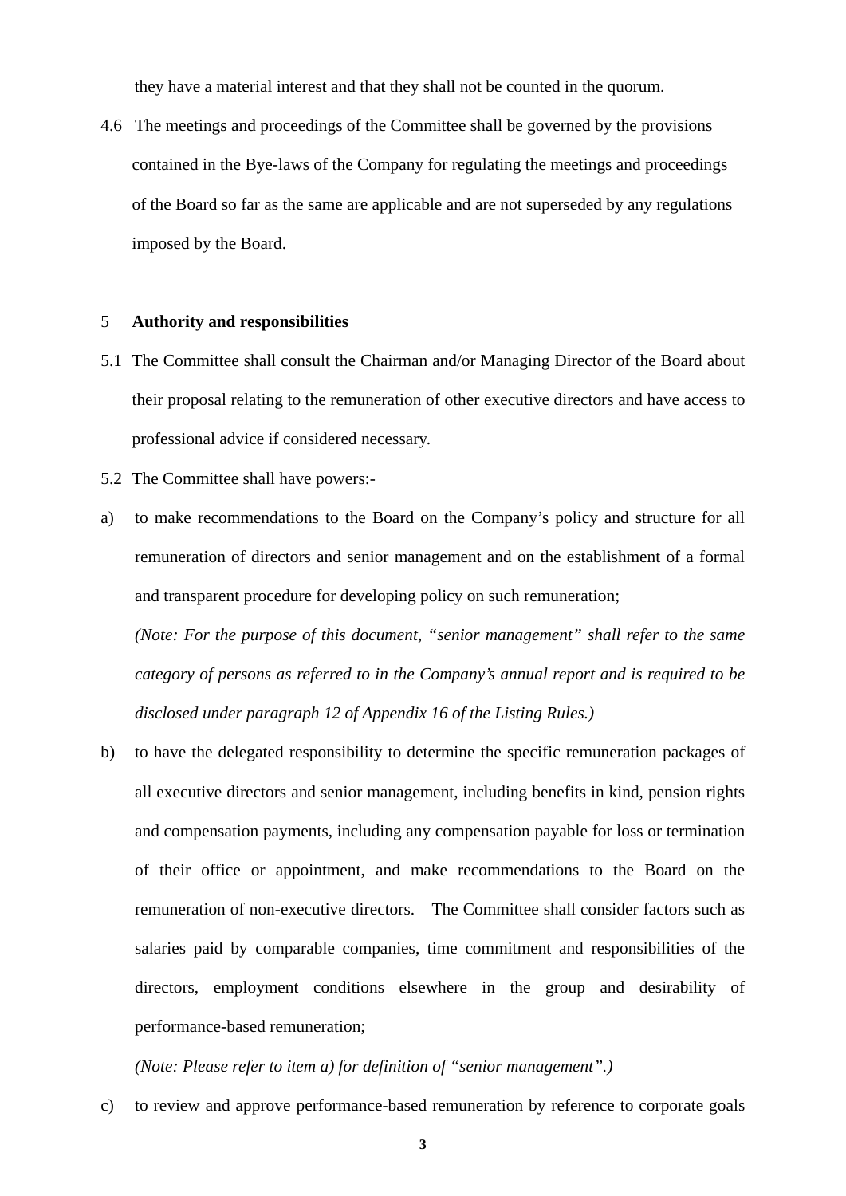they have a material interest and that they shall not be counted in the quorum.

4.6 The meetings and proceedings of the Committee shall be governed by the provisions contained in the Bye-laws of the Company for regulating the meetings and proceedings of the Board so far as the same are applicable and are not superseded by any regulations imposed by the Board.

## 5 Authority and responsibilities

5.1 The Committee shall consult the Chairman and/or Managing Director of the Board about their proposal relating to the remuneration of other executive directors and have access to professional advice if considered necessary.

5.2 The Committee shall have powers:-

a) to make recommendations to the Board on the Company's policy and structure for all remuneration of directors and senior management and on the establishment of a formal and transparent procedure for developing policy on such remuneration;

   *(Note: For the purpose of this document, "senior management" shall refer to the same category of persons as referred to in the Company's annual report and is required to be disclosed under paragraph 12 of Appendix 16 of the Listing Rules.)*

b) to have the delegated responsibility to determine the specific remuneration packages of all executive directors and senior management, including benefits in kind, pension rights and compensation payments, including any compensation payable for loss or termination of their office or appointment, and make recommendations to the Board on the remuneration of non-executive directors. The Committee shall consider factors such as salaries paid by comparable companies, time commitment and responsibilities of the directors, employment conditions elsewhere in the group and desirability of performance-based remuneration;

   *(Note: Please refer to item a) for definition of "senior management".)*

c) to review and approve performance-based remuneration by reference to corporate goals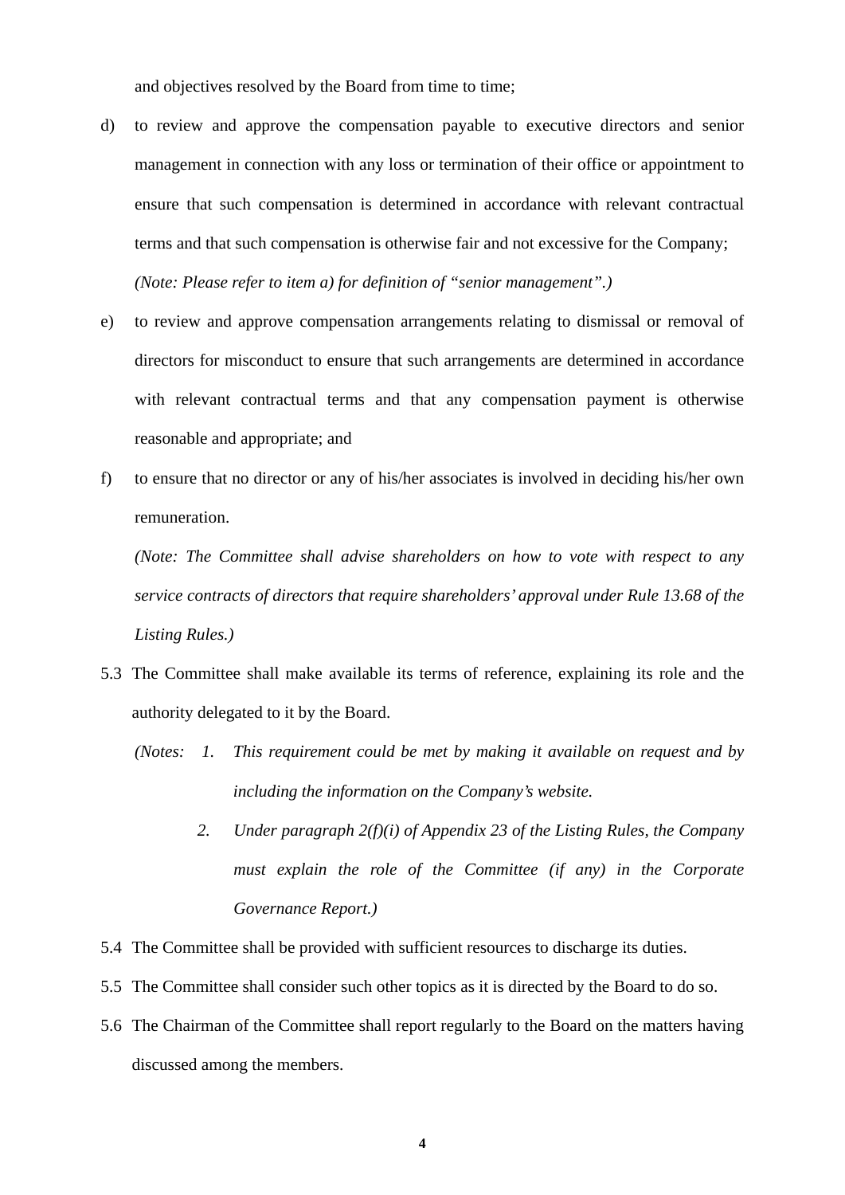and objectives resolved by the Board from time to time;

d) to review and approve the compensation payable to executive directors and senior management in connection with any loss or termination of their office or appointment to ensure that such compensation is determined in accordance with relevant contractual terms and that such compensation is otherwise fair and not excessive for the Company;

   *(Note: Please refer to item a) for definition of "senior management".)*

e) to review and approve compensation arrangements relating to dismissal or removal of directors for misconduct to ensure that such arrangements are determined in accordance with relevant contractual terms and that any compensation payment is otherwise reasonable and appropriate; and

f) to ensure that no director or any of his/her associates is involved in deciding his/her own remuneration.

   *(Note: The Committee shall advise shareholders on how to vote with respect to any service contracts of directors that require shareholders' approval under Rule 13.68 of the Listing Rules.)*

5.3 The Committee shall make available its terms of reference, explaining its role and the authority delegated to it by the Board.

   *(Notes: 1. This requirement could be met by making it available on request and by including the information on the Company's website.*

   *2. Under paragraph 2(f)(i) of Appendix 23 of the Listing Rules, the Company must explain the role of the Committee (if any) in the Corporate Governance Report.)*

5.4 The Committee shall be provided with sufficient resources to discharge its duties.

5.5 The Committee shall consider such other topics as it is directed by the Board to do so.

5.6 The Chairman of the Committee shall report regularly to the Board on the matters having discussed among the members.